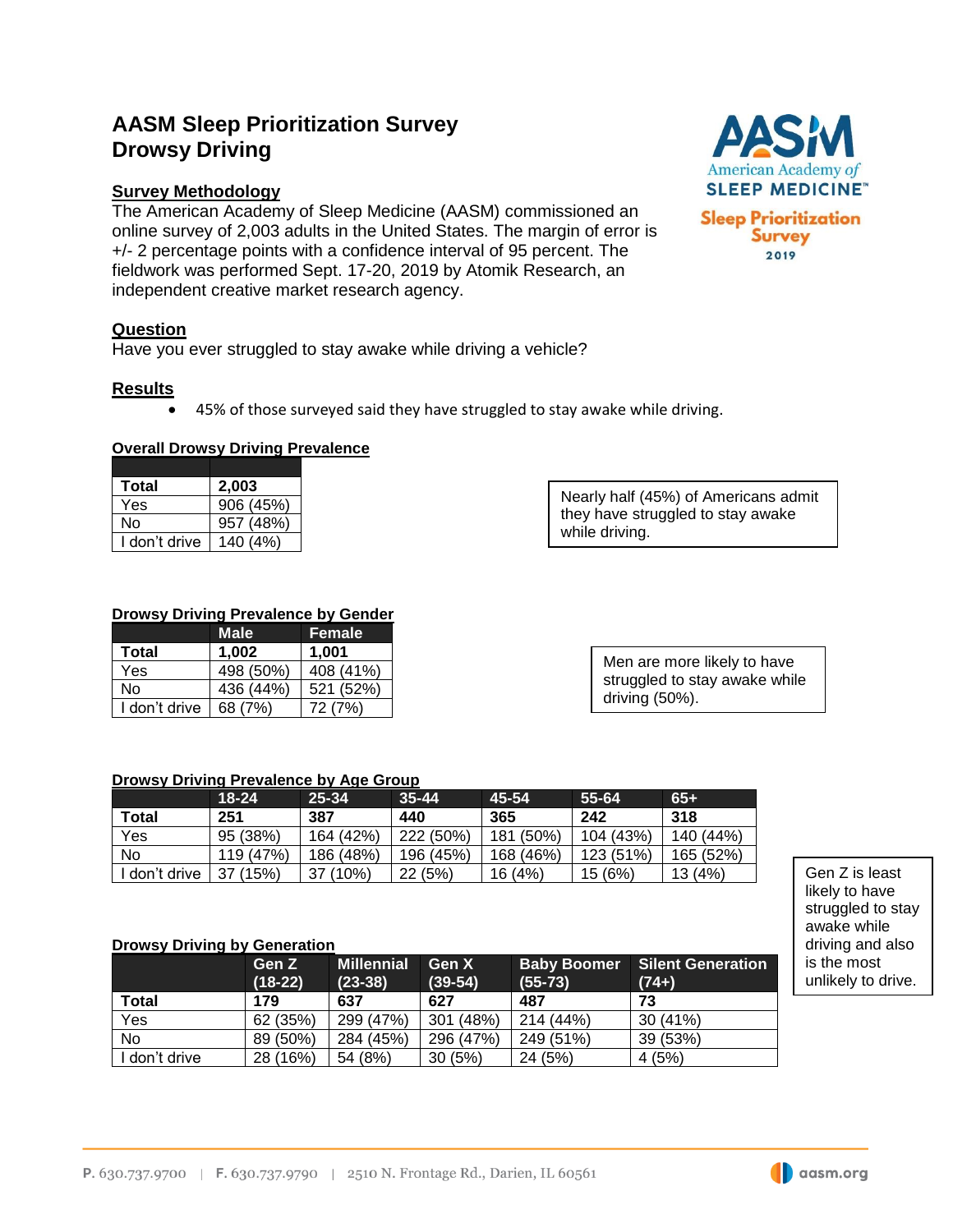# AASM Sleep Prioritization Survey
# Drowsy Driving

## Survey Methodology

The American Academy of Sleep Medicine (AASM) commissioned an online survey of 2,003 adults in the United States. The margin of error is +/- 2 percentage points with a confidence interval of 95 percent. The fieldwork was performed Sept. 17-20, 2019 by Atomik Research, an independent creative market research agency.

## Question

Have you ever struggled to stay awake while driving a vehicle?

## Results

- 45% of those surveyed said they have struggled to stay awake while driving.

**Overall Drowsy Driving Prevalence**

| | |
|---|---|
| **Total** | **2,003** |
| Yes | 906 (45%) |
| No | 957 (48%) |
| I don't drive | 140 (4%) |

Nearly half (45%) of Americans admit they have struggled to stay awake while driving.

**Drowsy Driving Prevalence by Gender**

| | Male | Female |
|---|---|---|
| **Total** | **1,002** | **1,001** |
| Yes | 498 (50%) | 408 (41%) |
| No | 436 (44%) | 521 (52%) |
| I don't drive | 68 (7%) | 72 (7%) |

Men are more likely to have struggled to stay awake while driving (50%).

**Drowsy Driving Prevalence by Age Group**

| | 18-24 | 25-34 | 35-44 | 45-54 | 55-64 | 65+ |
|---|---|---|---|---|---|---|
| **Total** | **251** | **387** | **440** | **365** | **242** | **318** |
| Yes | 95 (38%) | 164 (42%) | 222 (50%) | 181 (50%) | 104 (43%) | 140 (44%) |
| No | 119 (47%) | 186 (48%) | 196 (45%) | 168 (46%) | 123 (51%) | 165 (52%) |
| I don't drive | 37 (15%) | 37 (10%) | 22 (5%) | 16 (4%) | 15 (6%) | 13 (4%) |

**Drowsy Driving by Generation**

| | Gen Z (18-22) | Millennial (23-38) | Gen X (39-54) | Baby Boomer (55-73) | Silent Generation (74+) |
|---|---|---|---|---|---|
| **Total** | **179** | **637** | **627** | **487** | **73** |
| Yes | 62 (35%) | 299 (47%) | 301 (48%) | 214 (44%) | 30 (41%) |
| No | 89 (50%) | 284 (45%) | 296 (47%) | 249 (51%) | 39 (53%) |
| I don't drive | 28 (16%) | 54 (8%) | 30 (5%) | 24 (5%) | 4 (5%) |

Gen Z is least likely to have struggled to stay awake while driving and also is the most unlikely to drive.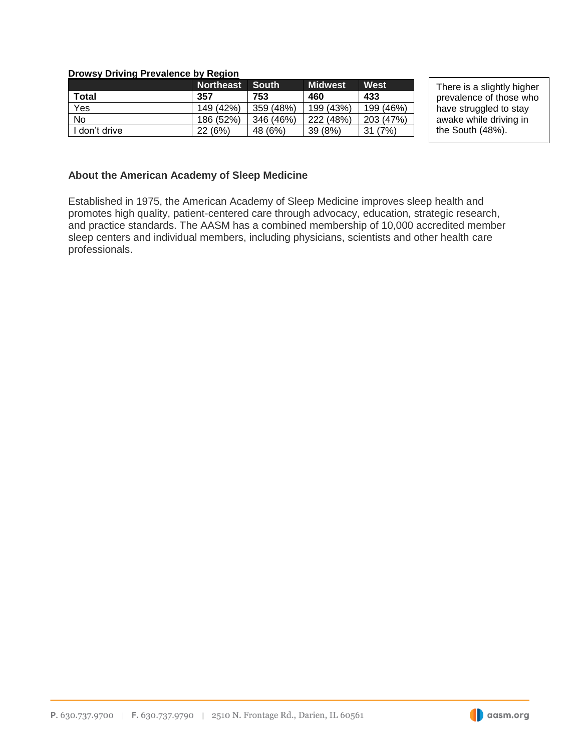**Drowsy Driving Prevalence by Region**

| | Northeast | South | Midwest | West |
|---|---|---|---|---|
| **Total** | **357** | **753** | **460** | **433** |
| Yes | 149 (42%) | 359 (48%) | 199 (43%) | 199 (46%) |
| No | 186 (52%) | 346 (46%) | 222 (48%) | 203 (47%) |
| I don't drive | 22 (6%) | 48 (6%) | 39 (8%) | 31 (7%) |

There is a slightly higher prevalence of those who have struggled to stay awake while driving in the South (48%).

**About the American Academy of Sleep Medicine**

Established in 1975, the American Academy of Sleep Medicine improves sleep health and promotes high quality, patient-centered care through advocacy, education, strategic research, and practice standards. The AASM has a combined membership of 10,000 accredited member sleep centers and individual members, including physicians, scientists and other health care professionals.